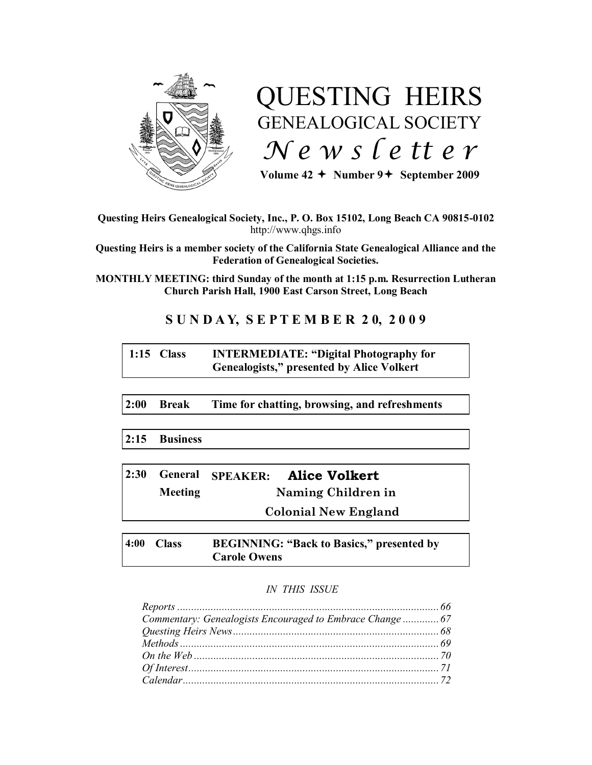# QUESTING HEIRS GENEALOGICAL SOCIETY *Newsletter*

**Volume 42 ✦ Number 9✦ September 2009**

**Questing Heirs Genealogical Society, Inc., P. O. Box 15102, Long Beach CA 90815-0102**
http://www.qhgs.info

**Questing Heirs is a member society of the California State Genealogical Alliance and the Federation of Genealogical Societies.**

**MONTHLY MEETING: third Sunday of the month at 1:15 p.m. Resurrection Lutheran Church Parish Hall, 1900 East Carson Street, Long Beach**

## SUNDAY, SEPTEMBER 20, 2009

| | | |
|---|---|---|
| **1:15** | **Class** | **INTERMEDIATE: "Digital Photography for Genealogists," presented by Alice Volkert** |
| **2:00** | **Break** | **Time for chatting, browsing, and refreshments** |
| **2:15** | **Business** | |
| **2:30** | **General Meeting** | **SPEAKER: Alice Volkert** **Naming Children in Colonial New England** |
| **4:00** | **Class** | **BEGINNING: "Back to Basics," presented by Carole Owens** |

*IN THIS ISSUE*

*Reports* .......... 66
*Commentary: Genealogists Encouraged to Embrace Change* .......... 67
*Questing Heirs News* .......... 68
*Methods* .......... 69
*On the Web* .......... 70
*Of Interest* .......... 71
*Calendar* .......... 72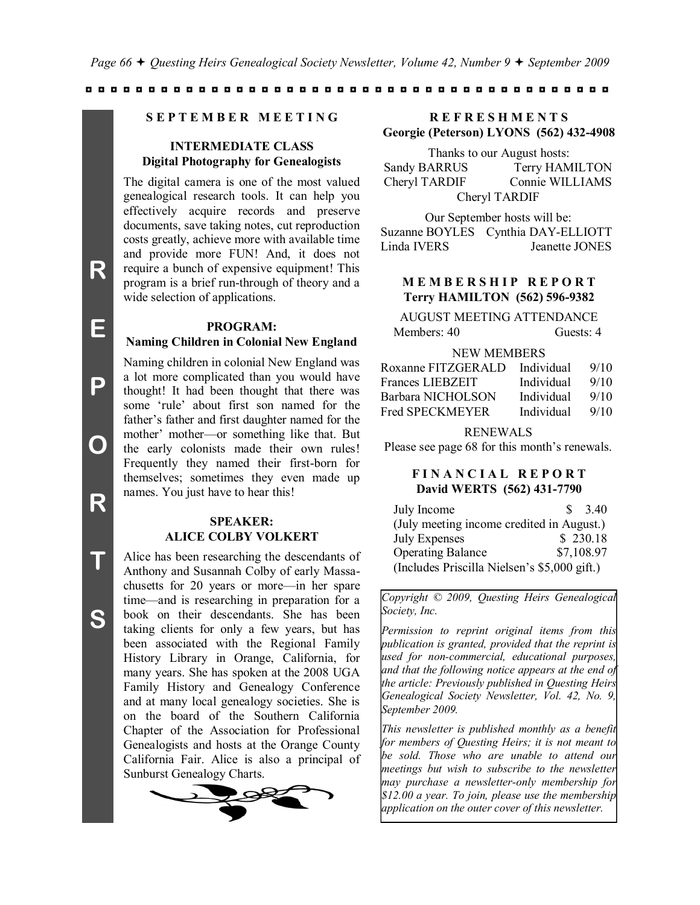## SEPTEMBER MEETING

### INTERMEDIATE CLASS
**Digital Photography for Genealogists**

The digital camera is one of the most valued genealogical research tools. It can help you effectively acquire records and preserve documents, save taking notes, cut reproduction costs greatly, achieve more with available time and provide more FUN! And, it does not require a bunch of expensive equipment! This program is a brief run-through of theory and a wide selection of applications.

### PROGRAM:
**Naming Children in Colonial New England**

Naming children in colonial New England was a lot more complicated than you would have thought! It had been thought that there was some 'rule' about first son named for the father's father and first daughter named for the mother' mother—or something like that. But the early colonists made their own rules! Frequently they named their first-born for themselves; sometimes they even made up names. You just have to hear this!

### SPEAKER:
**ALICE COLBY VOLKERT**

Alice has been researching the descendants of Anthony and Susannah Colby of early Massachusetts for 20 years or more—in her spare time—and is researching in preparation for a book on their descendants. She has been taking clients for only a few years, but has been associated with the Regional Family History Library in Orange, California, for many years. She has spoken at the 2008 UGA Family History and Genealogy Conference and at many local genealogy societies. She is on the board of the Southern California Chapter of the Association for Professional Genealogists and hosts at the Orange County California Fair. Alice is also a principal of Sunburst Genealogy Charts.

## REFRESHMENTS
**Georgie (Peterson) LYONS (562) 432-4908**

Thanks to our August hosts:

Sandy BARRUS, Terry HAMILTON, Cheryl TARDIF, Connie WILLIAMS, Cheryl TARDIF

Our September hosts will be:

Suzanne BOYLES, Cynthia DAY-ELLIOTT, Linda IVERS, Jeanette JONES

## MEMBERSHIP REPORT
**Terry HAMILTON (562) 596-9382**

AUGUST MEETING ATTENDANCE

Members: 40 Guests: 4

NEW MEMBERS

| | | |
|---|---|---|
| Roxanne FITZGERALD | Individual | 9/10 |
| Frances LIEBZEIT | Individual | 9/10 |
| Barbara NICHOLSON | Individual | 9/10 |
| Fred SPECKMEYER | Individual | 9/10 |

RENEWALS

Please see page 68 for this month's renewals.

## FINANCIAL REPORT
**David WERTS (562) 431-7790**

| | |
|---|---|
| July Income | $ 3.40 |
| (July meeting income credited in August.) | |
| July Expenses | $ 230.18 |
| Operating Balance | $7,108.97 |
| (Includes Priscilla Nielsen's $5,000 gift.) | |

*Copyright © 2009, Questing Heirs Genealogical Society, Inc.*

*Permission to reprint original items from this publication is granted, provided that the reprint is used for non-commercial, educational purposes, and that the following notice appears at the end of the article: Previously published in Questing Heirs Genealogical Society Newsletter, Vol. 42, No. 9, September 2009.*

*This newsletter is published monthly as a benefit for members of Questing Heirs; it is not meant to be sold. Those who are unable to attend our meetings but wish to subscribe to the newsletter may purchase a newsletter-only membership for $12.00 a year. To join, please use the membership application on the outer cover of this newsletter.*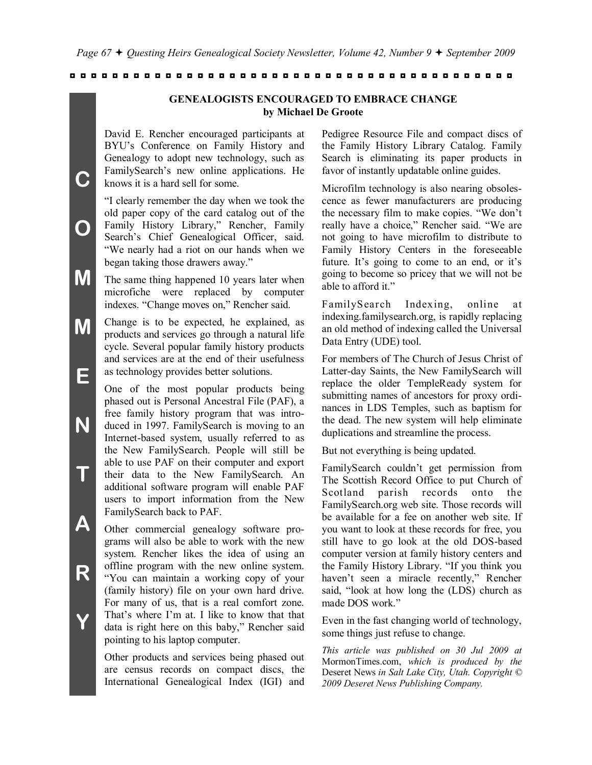## GENEALOGISTS ENCOURAGED TO EMBRACE CHANGE
**by Michael De Groote**

David E. Rencher encouraged participants at BYU's Conference on Family History and Genealogy to adopt new technology, such as FamilySearch's new online applications. He knows it is a hard sell for some.

"I clearly remember the day when we took the old paper copy of the card catalog out of the Family History Library," Rencher, Family Search's Chief Genealogical Officer, said. "We nearly had a riot on our hands when we began taking those drawers away."

The same thing happened 10 years later when microfiche were replaced by computer indexes. "Change moves on," Rencher said.

Change is to be expected, he explained, as products and services go through a natural life cycle. Several popular family history products and services are at the end of their usefulness as technology provides better solutions.

One of the most popular products being phased out is Personal Ancestral File (PAF), a free family history program that was introduced in 1997. FamilySearch is moving to an Internet-based system, usually referred to as the New FamilySearch. People will still be able to use PAF on their computer and export their data to the New FamilySearch. An additional software program will enable PAF users to import information from the New FamilySearch back to PAF.

Other commercial genealogy software programs will also be able to work with the new system. Rencher likes the idea of using an offline program with the new online system. "You can maintain a working copy of your (family history) file on your own hard drive. For many of us, that is a real comfort zone. That's where I'm at. I like to know that that data is right here on this baby," Rencher said pointing to his laptop computer.

Other products and services being phased out are census records on compact discs, the International Genealogical Index (IGI) and Pedigree Resource File and compact discs of the Family History Library Catalog. Family Search is eliminating its paper products in favor of instantly updatable online guides.

Microfilm technology is also nearing obsolescence as fewer manufacturers are producing the necessary film to make copies. "We don't really have a choice," Rencher said. "We are not going to have microfilm to distribute to Family History Centers in the foreseeable future. It's going to come to an end, or it's going to become so pricey that we will not be able to afford it."

FamilySearch Indexing, online at indexing.familysearch.org, is rapidly replacing an old method of indexing called the Universal Data Entry (UDE) tool.

For members of The Church of Jesus Christ of Latter-day Saints, the New FamilySearch will replace the older TempleReady system for submitting names of ancestors for proxy ordinances in LDS Temples, such as baptism for the dead. The new system will help eliminate duplications and streamline the process.

But not everything is being updated.

FamilySearch couldn't get permission from The Scottish Record Office to put Church of Scotland parish records onto the FamilySearch.org web site. Those records will be available for a fee on another web site. If you want to look at these records for free, you still have to go look at the old DOS-based computer version at family history centers and the Family History Library. "If you think you haven't seen a miracle recently," Rencher said, "look at how long the (LDS) church as made DOS work."

Even in the fast changing world of technology, some things just refuse to change.

*This article was published on 30 Jul 2009 at* MormonTimes.com, *which is produced by the* Deseret News *in Salt Lake City, Utah. Copyright © 2009 Deseret News Publishing Company.*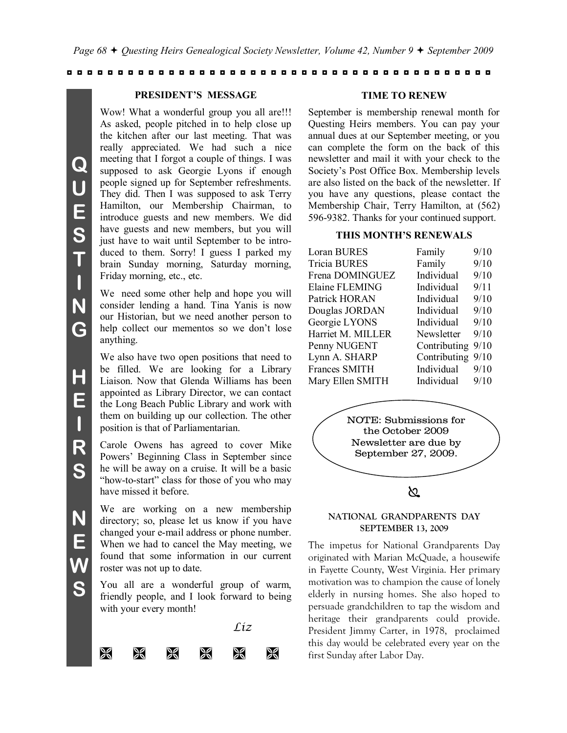## PRESIDENT'S MESSAGE

Wow! What a wonderful group you all are!!! As asked, people pitched in to help close up the kitchen after our last meeting. That was really appreciated. We had such a nice meeting that I forgot a couple of things. I was supposed to ask Georgie Lyons if enough people signed up for September refreshments. They did. Then I was supposed to ask Terry Hamilton, our Membership Chairman, to introduce guests and new members. We did have guests and new members, but you will just have to wait until September to be introduced to them. Sorry! I guess I parked my brain Sunday morning, Saturday morning, Friday morning, etc., etc.

We need some other help and hope you will consider lending a hand. Tina Yanis is now our Historian, but we need another person to help collect our mementos so we don't lose anything.

We also have two open positions that need to be filled. We are looking for a Library Liaison. Now that Glenda Williams has been appointed as Library Director, we can contact the Long Beach Public Library and work with them on building up our collection. The other position is that of Parliamentarian.

Carole Owens has agreed to cover Mike Powers' Beginning Class in September since he will be away on a cruise. It will be a basic "how-to-start" class for those of you who may have missed it before.

We are working on a new membership directory; so, please let us know if you have changed your e-mail address or phone number. When we had to cancel the May meeting, we found that some information in our current roster was not up to date.

You all are a wonderful group of warm, friendly people, and I look forward to being with your every month!

*Liz*

## TIME TO RENEW

September is membership renewal month for Questing Heirs members. You can pay your annual dues at our September meeting, or you can complete the form on the back of this newsletter and mail it with your check to the Society's Post Office Box. Membership levels are also listed on the back of the newsletter. If you have any questions, please contact the Membership Chair, Terry Hamilton, at (562) 596-9382. Thanks for your continued support.

### THIS MONTH'S RENEWALS

| Name | Level | Expires |
|---|---|---|
| Loran BURES | Family | 9/10 |
| Tricia BURES | Family | 9/10 |
| Frena DOMINGUEZ | Individual | 9/10 |
| Elaine FLEMING | Individual | 9/11 |
| Patrick HORAN | Individual | 9/10 |
| Douglas JORDAN | Individual | 9/10 |
| Georgie LYONS | Individual | 9/10 |
| Harriet M. MILLER | Newsletter | 9/10 |
| Penny NUGENT | Contributing | 9/10 |
| Lynn A. SHARP | Contributing | 9/10 |
| Frances SMITH | Individual | 9/10 |
| Mary Ellen SMITH | Individual | 9/10 |

NOTE: Submissions for the October 2009 Newsletter are due by September 27, 2009.

## NATIONAL GRANDPARENTS DAY SEPTEMBER 13, 2009

The impetus for National Grandparents Day originated with Marian McQuade, a housewife in Fayette County, West Virginia. Her primary motivation was to champion the cause of lonely elderly in nursing homes. She also hoped to persuade grandchildren to tap the wisdom and heritage their grandparents could provide. President Jimmy Carter, in 1978, proclaimed this day would be celebrated every year on the first Sunday after Labor Day.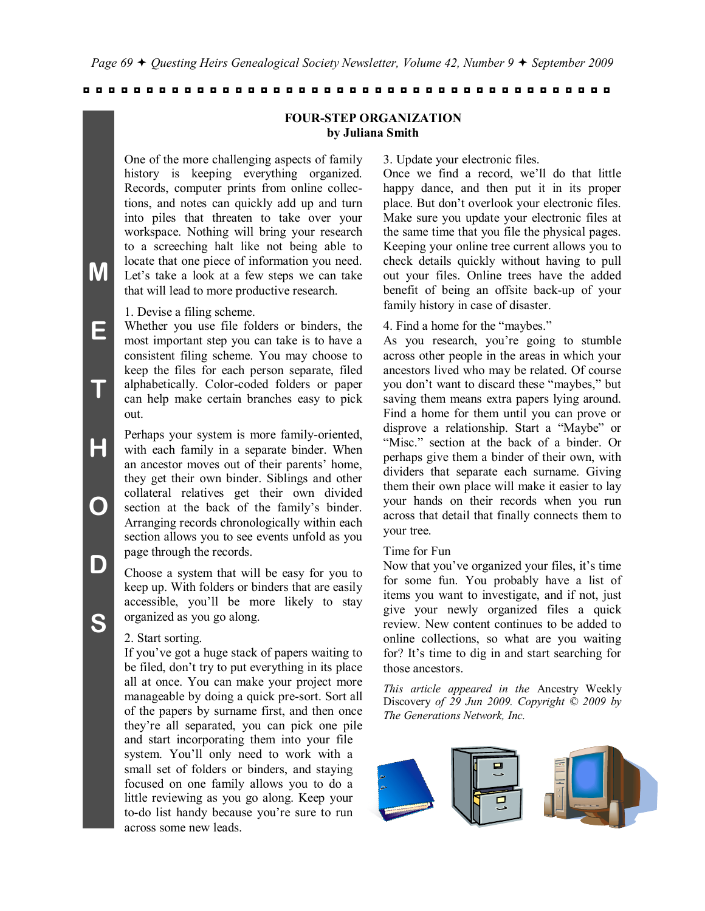## FOUR-STEP ORGANIZATION
**by Juliana Smith**

One of the more challenging aspects of family history is keeping everything organized. Records, computer prints from online collections, and notes can quickly add up and turn into piles that threaten to take over your workspace. Nothing will bring your research to a screeching halt like not being able to locate that one piece of information you need. Let's take a look at a few steps we can take that will lead to more productive research.

1. Devise a filing scheme.

Whether you use file folders or binders, the most important step you can take is to have a consistent filing scheme. You may choose to keep the files for each person separate, filed alphabetically. Color-coded folders or paper can help make certain branches easy to pick out.

Perhaps your system is more family-oriented, with each family in a separate binder. When an ancestor moves out of their parents' home, they get their own binder. Siblings and other collateral relatives get their own divided section at the back of the family's binder. Arranging records chronologically within each section allows you to see events unfold as you page through the records.

Choose a system that will be easy for you to keep up. With folders or binders that are easily accessible, you'll be more likely to stay organized as you go along.

2. Start sorting.

If you've got a huge stack of papers waiting to be filed, don't try to put everything in its place all at once. You can make your project more manageable by doing a quick pre-sort. Sort all of the papers by surname first, and then once they're all separated, you can pick one pile and start incorporating them into your file system. You'll only need to work with a small set of folders or binders, and staying focused on one family allows you to do a little reviewing as you go along. Keep your to-do list handy because you're sure to run across some new leads.

3. Update your electronic files.

Once we find a record, we'll do that little happy dance, and then put it in its proper place. But don't overlook your electronic files. Make sure you update your electronic files at the same time that you file the physical pages. Keeping your online tree current allows you to check details quickly without having to pull out your files. Online trees have the added benefit of being an offsite back-up of your family history in case of disaster.

4. Find a home for the "maybes."

As you research, you're going to stumble across other people in the areas in which your ancestors lived who may be related. Of course you don't want to discard these "maybes," but saving them means extra papers lying around. Find a home for them until you can prove or disprove a relationship. Start a "Maybe" or "Misc." section at the back of a binder. Or perhaps give them a binder of their own, with dividers that separate each surname. Giving them their own place will make it easier to lay your hands on their records when you run across that detail that finally connects them to your tree.

Time for Fun

Now that you've organized your files, it's time for some fun. You probably have a list of items you want to investigate, and if not, just give your newly organized files a quick review. New content continues to be added to online collections, so what are you waiting for? It's time to dig in and start searching for those ancestors.

*This article appeared in the* Ancestry Weekly Discovery *of 29 Jun 2009. Copyright © 2009 by The Generations Network, Inc.*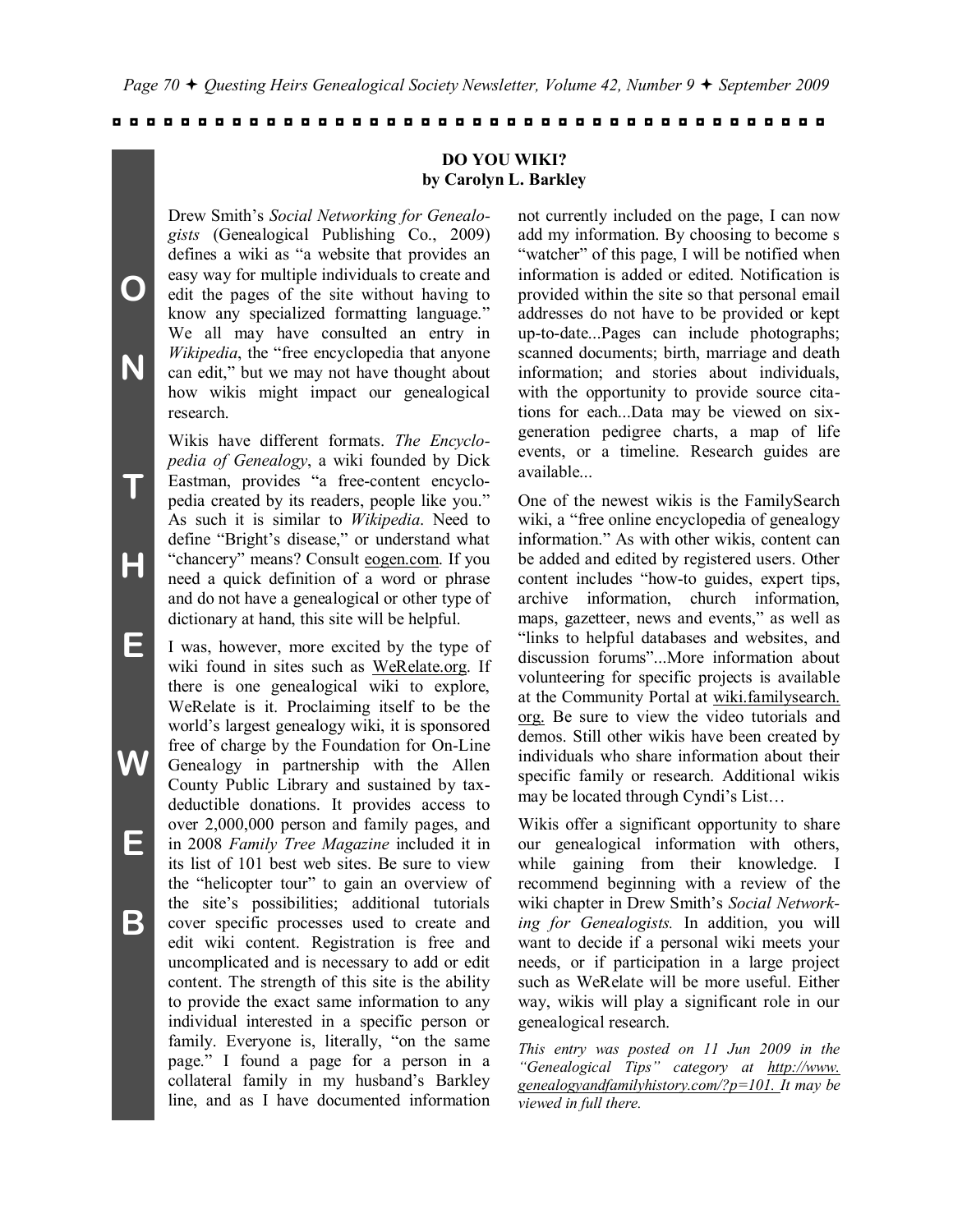## DO YOU WIKI?

**by Carolyn L. Barkley**

Drew Smith's *Social Networking for Genealogists* (Genealogical Publishing Co., 2009) defines a wiki as "a website that provides an easy way for multiple individuals to create and edit the pages of the site without having to know any specialized formatting language." We all may have consulted an entry in *Wikipedia*, the "free encyclopedia that anyone can edit," but we may not have thought about how wikis might impact our genealogical research.

Wikis have different formats. *The Encyclopedia of Genealogy*, a wiki founded by Dick Eastman, provides "a free-content encyclopedia created by its readers, people like you." As such it is similar to *Wikipedia*. Need to define "Bright's disease," or understand what "chancery" means? Consult eogen.com. If you need a quick definition of a word or phrase and do not have a genealogical or other type of dictionary at hand, this site will be helpful.

I was, however, more excited by the type of wiki found in sites such as WeRelate.org. If there is one genealogical wiki to explore, WeRelate is it. Proclaiming itself to be the world's largest genealogy wiki, it is sponsored free of charge by the Foundation for On-Line Genealogy in partnership with the Allen County Public Library and sustained by tax-deductible donations. It provides access to over 2,000,000 person and family pages, and in 2008 *Family Tree Magazine* included it in its list of 101 best web sites. Be sure to view the "helicopter tour" to gain an overview of the site's possibilities; additional tutorials cover specific processes used to create and edit wiki content. Registration is free and uncomplicated and is necessary to add or edit content. The strength of this site is the ability to provide the exact same information to any individual interested in a specific person or family. Everyone is, literally, "on the same page." I found a page for a person in a collateral family in my husband's Barkley line, and as I have documented information not currently included on the page, I can now add my information. By choosing to become s "watcher" of this page, I will be notified when information is added or edited. Notification is provided within the site so that personal email addresses do not have to be provided or kept up-to-date...Pages can include photographs; scanned documents; birth, marriage and death information; and stories about individuals, with the opportunity to provide source citations for each...Data may be viewed on six-generation pedigree charts, a map of life events, or a timeline. Research guides are available...

One of the newest wikis is the FamilySearch wiki, a "free online encyclopedia of genealogy information." As with other wikis, content can be added and edited by registered users. Other content includes "how-to guides, expert tips, archive information, church information, maps, gazetteer, news and events," as well as "links to helpful databases and websites, and discussion forums"...More information about volunteering for specific projects is available at the Community Portal at wiki.familysearch.org. Be sure to view the video tutorials and demos. Still other wikis have been created by individuals who share information about their specific family or research. Additional wikis may be located through Cyndi's List…

Wikis offer a significant opportunity to share our genealogical information with others, while gaining from their knowledge. I recommend beginning with a review of the wiki chapter in Drew Smith's *Social Networking for Genealogists.* In addition, you will want to decide if a personal wiki meets your needs, or if participation in a large project such as WeRelate will be more useful. Either way, wikis will play a significant role in our genealogical research.

*This entry was posted on 11 Jun 2009 in the "Genealogical Tips" category at http://www.genealogyandfamilyhistory.com/?p=101. It may be viewed in full there.*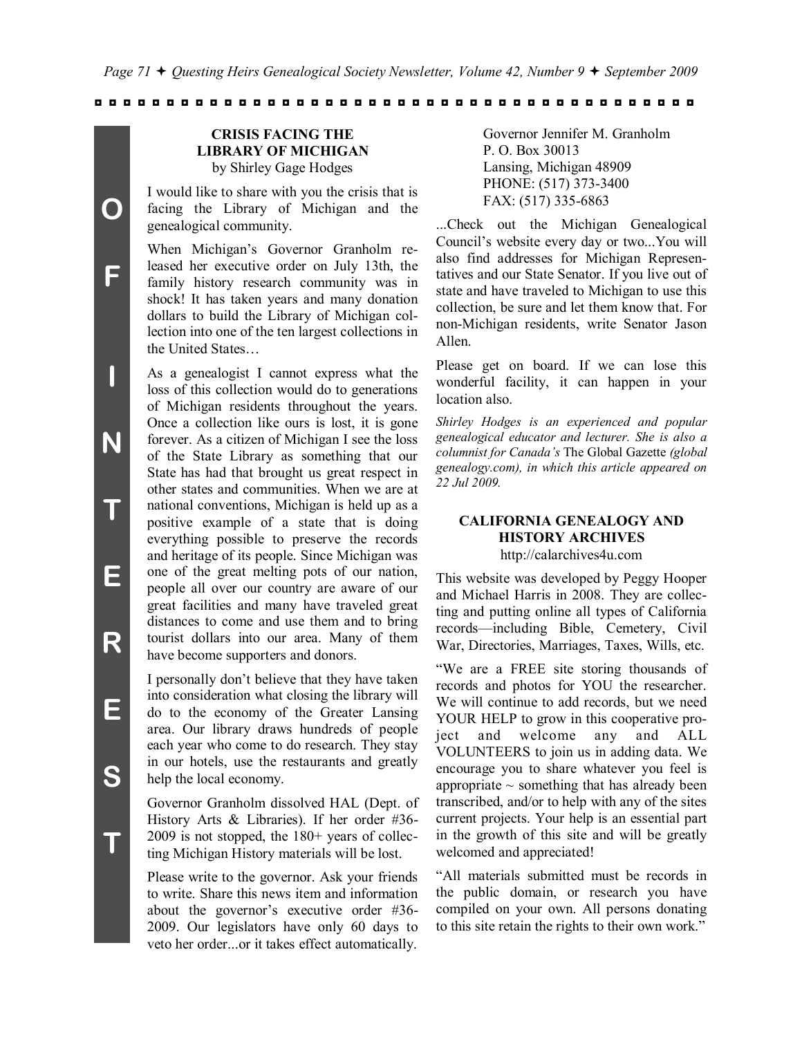## CRISIS FACING THE LIBRARY OF MICHIGAN

by Shirley Gage Hodges

I would like to share with you the crisis that is facing the Library of Michigan and the genealogical community.

When Michigan's Governor Granholm released her executive order on July 13th, the family history research community was in shock! It has taken years and many donation dollars to build the Library of Michigan collection into one of the ten largest collections in the United States…

As a genealogist I cannot express what the loss of this collection would do to generations of Michigan residents throughout the years. Once a collection like ours is lost, it is gone forever. As a citizen of Michigan I see the loss of the State Library as something that our State has had that brought us great respect in other states and communities. When we are at national conventions, Michigan is held up as a positive example of a state that is doing everything possible to preserve the records and heritage of its people. Since Michigan was one of the great melting pots of our nation, people all over our country are aware of our great facilities and many have traveled great distances to come and use them and to bring tourist dollars into our area. Many of them have become supporters and donors.

I personally don't believe that they have taken into consideration what closing the library will do to the economy of the Greater Lansing area. Our library draws hundreds of people each year who come to do research. They stay in our hotels, use the restaurants and greatly help the local economy.

Governor Granholm dissolved HAL (Dept. of History Arts & Libraries). If her order #36-2009 is not stopped, the 180+ years of collecting Michigan History materials will be lost.

Please write to the governor. Ask your friends to write. Share this news item and information about the governor's executive order #36-2009. Our legislators have only 60 days to veto her order...or it takes effect automatically.

Governor Jennifer M. Granholm
P. O. Box 30013
Lansing, Michigan 48909
PHONE: (517) 373-3400
FAX: (517) 335-6863

...Check out the Michigan Genealogical Council's website every day or two...You will also find addresses for Michigan Representatives and our State Senator. If you live out of state and have traveled to Michigan to use this collection, be sure and let them know that. For non-Michigan residents, write Senator Jason Allen.

Please get on board. If we can lose this wonderful facility, it can happen in your location also.

*Shirley Hodges is an experienced and popular genealogical educator and lecturer. She is also a columnist for Canada's* The Global Gazette *(global genealogy.com), in which this article appeared on 22 Jul 2009.*

## CALIFORNIA GENEALOGY AND HISTORY ARCHIVES

http://calarchives4u.com

This website was developed by Peggy Hooper and Michael Harris in 2008. They are collecting and putting online all types of California records—including Bible, Cemetery, Civil War, Directories, Marriages, Taxes, Wills, etc.

"We are a FREE site storing thousands of records and photos for YOU the researcher. We will continue to add records, but we need YOUR HELP to grow in this cooperative project and welcome any and ALL VOLUNTEERS to join us in adding data. We encourage you to share whatever you feel is appropriate ~ something that has already been transcribed, and/or to help with any of the sites current projects. Your help is an essential part in the growth of this site and will be greatly welcomed and appreciated!

"All materials submitted must be records in the public domain, or research you have compiled on your own. All persons donating to this site retain the rights to their own work."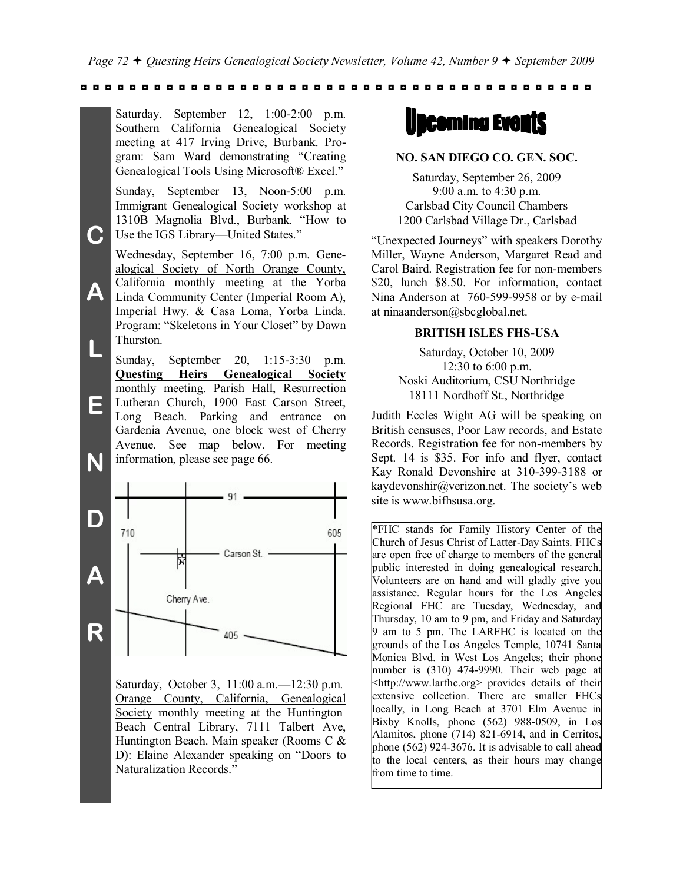# CALENDAR

Saturday, September 12, 1:00-2:00 p.m. Southern California Genealogical Society meeting at 417 Irving Drive, Burbank. Program: Sam Ward demonstrating "Creating Genealogical Tools Using Microsoft® Excel."

Sunday, September 13, Noon-5:00 p.m. Immigrant Genealogical Society workshop at 1310B Magnolia Blvd., Burbank. "How to Use the IGS Library—United States."

Wednesday, September 16, 7:00 p.m. Genealogical Society of North Orange County, California monthly meeting at the Yorba Linda Community Center (Imperial Room A), Imperial Hwy. & Casa Loma, Yorba Linda. Program: "Skeletons in Your Closet" by Dawn Thurston.

Sunday, September 20, 1:15-3:30 p.m. **Questing Heirs Genealogical Society** monthly meeting. Parish Hall, Resurrection Lutheran Church, 1900 East Carson Street, Long Beach. Parking and entrance on Gardenia Avenue, one block west of Cherry Avenue. See map below. For meeting information, please see page 66.

91
710
605
Carson St.
Cherry Ave.
405

Saturday, October 3, 11:00 a.m.—12:30 p.m. Orange County, California, Genealogical Society monthly meeting at the Huntington Beach Central Library, 7111 Talbert Ave, Huntington Beach. Main speaker (Rooms C & D): Elaine Alexander speaking on "Doors to Naturalization Records."

# Upcoming Events

**NO. SAN DIEGO CO. GEN. SOC.**

Saturday, September 26, 2009
9:00 a.m. to 4:30 p.m.
Carlsbad City Council Chambers
1200 Carlsbad Village Dr., Carlsbad

"Unexpected Journeys" with speakers Dorothy Miller, Wayne Anderson, Margaret Read and Carol Baird. Registration fee for non-members $20, lunch $8.50. For information, contact Nina Anderson at 760-599-9958 or by e-mail at ninaanderson@sbcglobal.net.

**BRITISH ISLES FHS-USA**

Saturday, October 10, 2009
12:30 to 6:00 p.m.
Noski Auditorium, CSU Northridge
18111 Nordhoff St., Northridge

Judith Eccles Wight AG will be speaking on British censuses, Poor Law records, and Estate Records. Registration fee for non-members by Sept. 14 is $35. For info and flyer, contact Kay Ronald Devonshire at 310-399-3188 or kaydevonshir@verizon.net. The society's web site is www.bifhsusa.org.

*FHC stands for Family History Center of the Church of Jesus Christ of Latter-Day Saints. FHCs are open free of charge to members of the general public interested in doing genealogical research. Volunteers are on hand and will gladly give you assistance. Regular hours for the Los Angeles Regional FHC are Tuesday, Wednesday, and Thursday, 10 am to 9 pm, and Friday and Saturday 9 am to 5 pm. The LARFHC is located on the grounds of the Los Angeles Temple, 10741 Santa Monica Blvd. in West Los Angeles; their phone number is (310) 474-9990. Their web page at <http://www.larfhc.org> provides details of their extensive collection. There are smaller FHCs locally, in Long Beach at 3701 Elm Avenue in Bixby Knolls, phone (562) 988-0509, in Los Alamitos, phone (714) 821-6914, and in Cerritos, phone (562) 924-3676. It is advisable to call ahead to the local centers, as their hours may change from time to time.